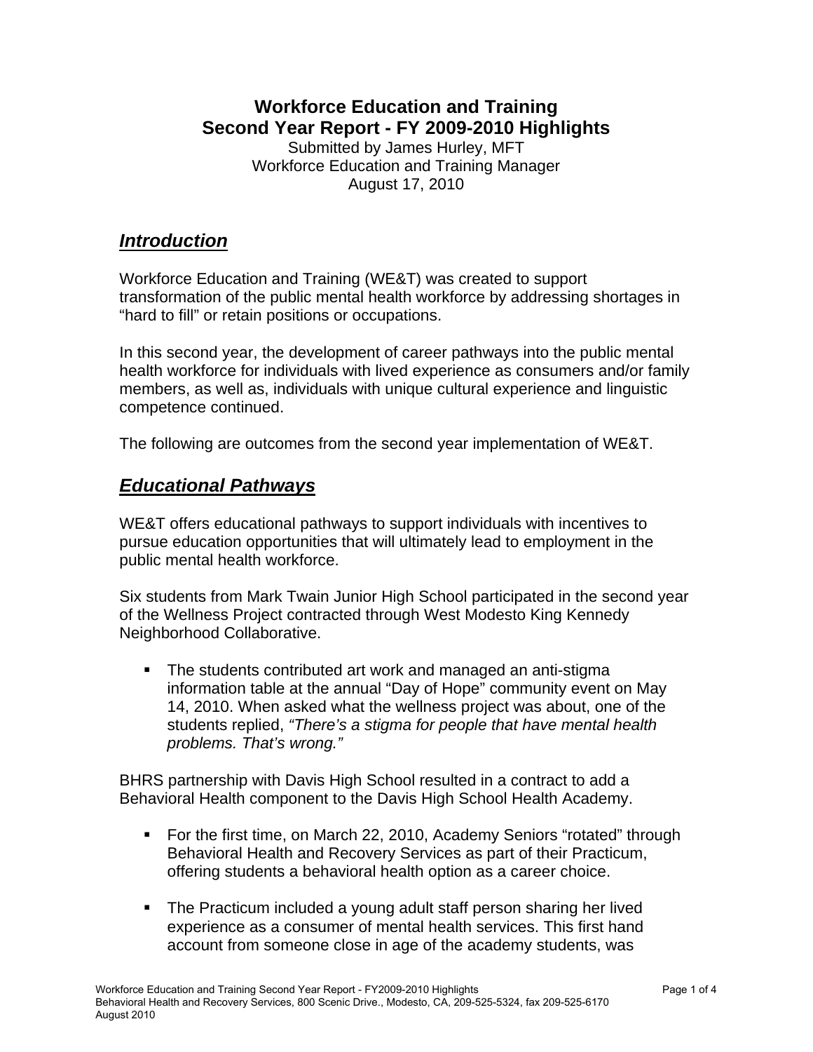# Workforce Education and Training
# Second Year Report - FY 2009-2010 Highlights

Submitted by James Hurley, MFT
Workforce Education and Training Manager
August 17, 2010

## ***Introduction***

Workforce Education and Training (WE&T) was created to support transformation of the public mental health workforce by addressing shortages in "hard to fill" or retain positions or occupations.

In this second year, the development of career pathways into the public mental health workforce for individuals with lived experience as consumers and/or family members, as well as, individuals with unique cultural experience and linguistic competence continued.

The following are outcomes from the second year implementation of WE&T.

## ***Educational Pathways***

WE&T offers educational pathways to support individuals with incentives to pursue education opportunities that will ultimately lead to employment in the public mental health workforce.

Six students from Mark Twain Junior High School participated in the second year of the Wellness Project contracted through West Modesto King Kennedy Neighborhood Collaborative.

- The students contributed art work and managed an anti-stigma information table at the annual "Day of Hope" community event on May 14, 2010. When asked what the wellness project was about, one of the students replied, *"There's a stigma for people that have mental health problems. That's wrong."*

BHRS partnership with Davis High School resulted in a contract to add a Behavioral Health component to the Davis High School Health Academy.

- For the first time, on March 22, 2010, Academy Seniors "rotated" through Behavioral Health and Recovery Services as part of their Practicum, offering students a behavioral health option as a career choice.

- The Practicum included a young adult staff person sharing her lived experience as a consumer of mental health services. This first hand account from someone close in age of the academy students, was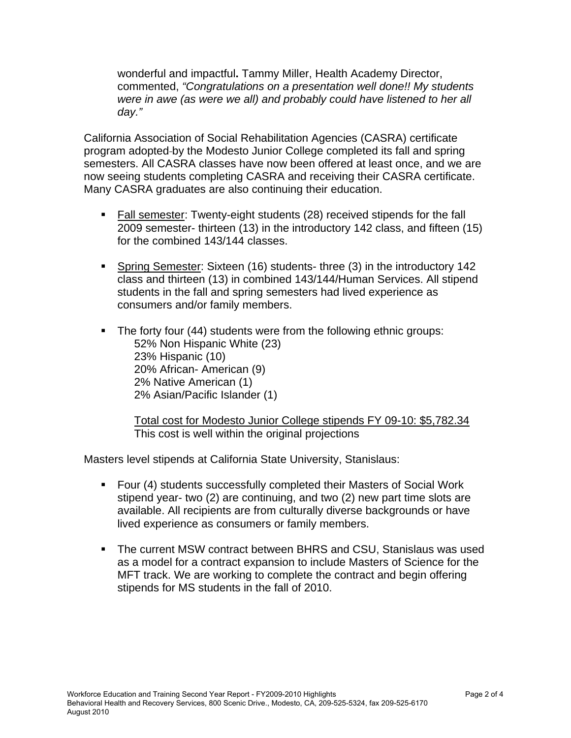wonderful and impactful**.** Tammy Miller, Health Academy Director, commented, *"Congratulations on a presentation well done!! My students were in awe (as were we all) and probably could have listened to her all day."*

California Association of Social Rehabilitation Agencies (CASRA) certificate program adopted by the Modesto Junior College completed its fall and spring semesters. All CASRA classes have now been offered at least once, and we are now seeing students completing CASRA and receiving their CASRA certificate. Many CASRA graduates are also continuing their education.

- <u>Fall semester</u>: Twenty-eight students (28) received stipends for the fall 2009 semester- thirteen (13) in the introductory 142 class, and fifteen (15) for the combined 143/144 classes.

- <u>Spring Semester</u>: Sixteen (16) students- three (3) in the introductory 142 class and thirteen (13) in combined 143/144/Human Services. All stipend students in the fall and spring semesters had lived experience as consumers and/or family members.

- The forty four (44) students were from the following ethnic groups:
  52% Non Hispanic White (23)
  23% Hispanic (10)
  20% African- American (9)
  2% Native American (1)
  2% Asian/Pacific Islander (1)

  <u>Total cost for Modesto Junior College stipends FY 09-10: $5,782.34</u>
  This cost is well within the original projections

Masters level stipends at California State University, Stanislaus:

- Four (4) students successfully completed their Masters of Social Work stipend year- two (2) are continuing, and two (2) new part time slots are available. All recipients are from culturally diverse backgrounds or have lived experience as consumers or family members.

- The current MSW contract between BHRS and CSU, Stanislaus was used as a model for a contract expansion to include Masters of Science for the MFT track. We are working to complete the contract and begin offering stipends for MS students in the fall of 2010.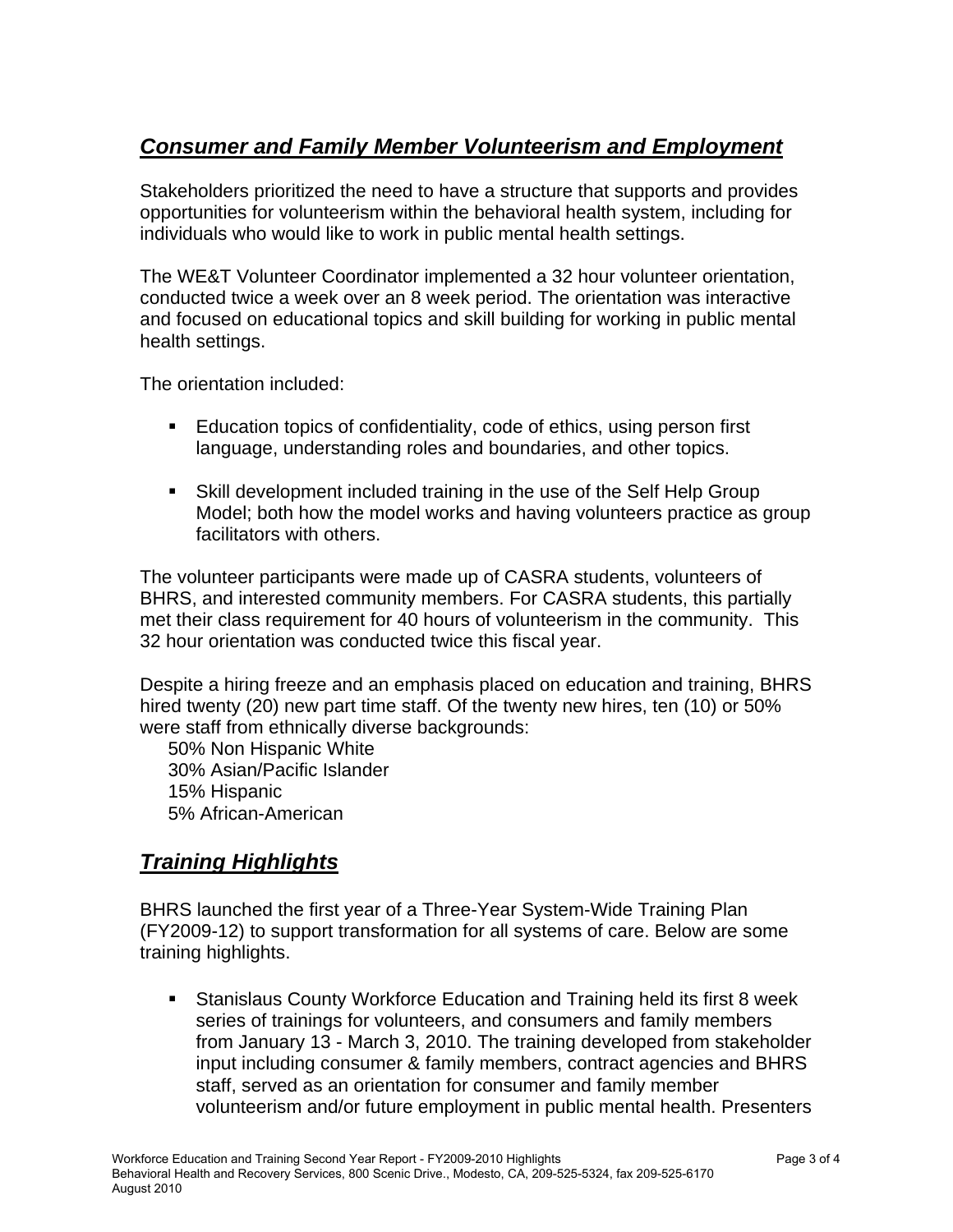## ***Consumer and Family Member Volunteerism and Employment***

Stakeholders prioritized the need to have a structure that supports and provides opportunities for volunteerism within the behavioral health system, including for individuals who would like to work in public mental health settings.

The WE&T Volunteer Coordinator implemented a 32 hour volunteer orientation, conducted twice a week over an 8 week period. The orientation was interactive and focused on educational topics and skill building for working in public mental health settings.

The orientation included:

- Education topics of confidentiality, code of ethics, using person first language, understanding roles and boundaries, and other topics.
- Skill development included training in the use of the Self Help Group Model; both how the model works and having volunteers practice as group facilitators with others.

The volunteer participants were made up of CASRA students, volunteers of BHRS, and interested community members. For CASRA students, this partially met their class requirement for 40 hours of volunteerism in the community. This 32 hour orientation was conducted twice this fiscal year.

Despite a hiring freeze and an emphasis placed on education and training, BHRS hired twenty (20) new part time staff. Of the twenty new hires, ten (10) or 50% were staff from ethnically diverse backgrounds:

50% Non Hispanic White
30% Asian/Pacific Islander
15% Hispanic
5% African-American

## ***Training Highlights***

BHRS launched the first year of a Three-Year System-Wide Training Plan (FY2009-12) to support transformation for all systems of care. Below are some training highlights.

- Stanislaus County Workforce Education and Training held its first 8 week series of trainings for volunteers, and consumers and family members from January 13 - March 3, 2010. The training developed from stakeholder input including consumer & family members, contract agencies and BHRS staff, served as an orientation for consumer and family member volunteerism and/or future employment in public mental health. Presenters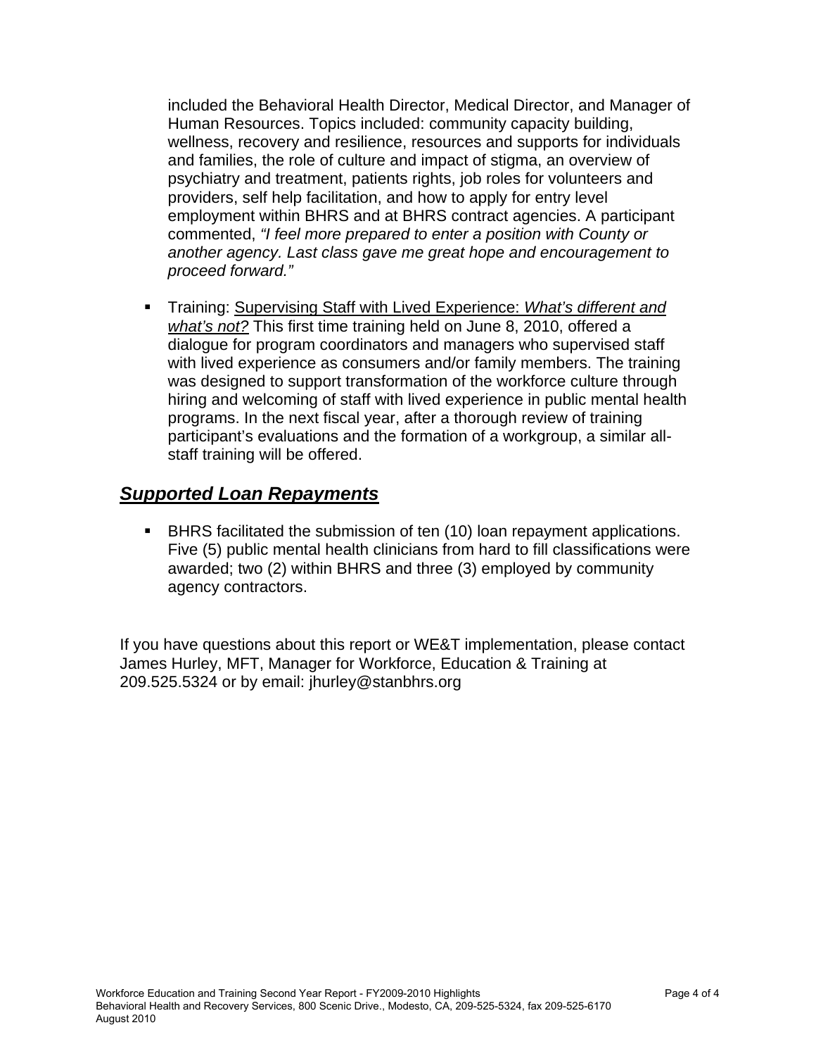included the Behavioral Health Director, Medical Director, and Manager of Human Resources. Topics included: community capacity building, wellness, recovery and resilience, resources and supports for individuals and families, the role of culture and impact of stigma, an overview of psychiatry and treatment, patients rights, job roles for volunteers and providers, self help facilitation, and how to apply for entry level employment within BHRS and at BHRS contract agencies. A participant commented, *"I feel more prepared to enter a position with County or another agency. Last class gave me great hope and encouragement to proceed forward."*

- Training: Supervising Staff with Lived Experience: *What's different and what's not?* This first time training held on June 8, 2010, offered a dialogue for program coordinators and managers who supervised staff with lived experience as consumers and/or family members. The training was designed to support transformation of the workforce culture through hiring and welcoming of staff with lived experience in public mental health programs. In the next fiscal year, after a thorough review of training participant's evaluations and the formation of a workgroup, a similar all-staff training will be offered.

## ***Supported Loan Repayments***

- BHRS facilitated the submission of ten (10) loan repayment applications. Five (5) public mental health clinicians from hard to fill classifications were awarded; two (2) within BHRS and three (3) employed by community agency contractors.

If you have questions about this report or WE&T implementation, please contact James Hurley, MFT, Manager for Workforce, Education & Training at 209.525.5324 or by email: jhurley@stanbhrs.org